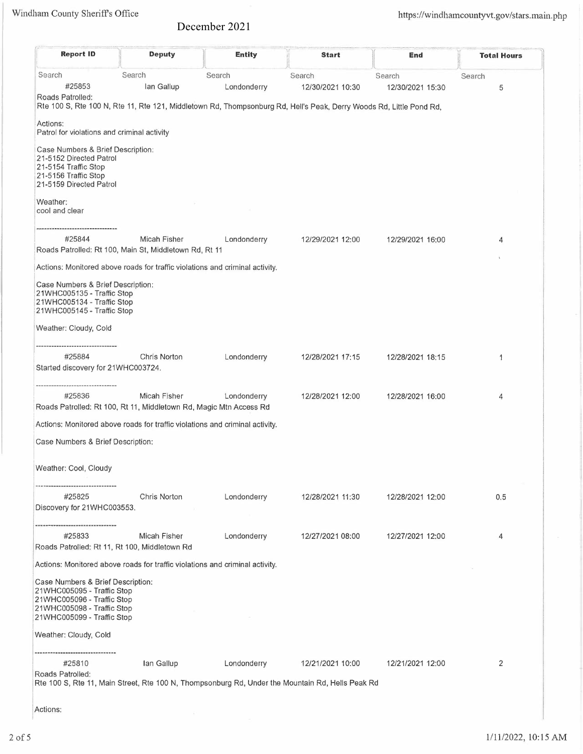December 2021

| Report ID | Deputy | Entity | Start | End | Total Hours |
|---|---|---|---|---|---|
| Search | Search | Search | Search | Search | Search |
| #25853 | Ian Gallup | Londonderry | 12/30/2021 10:30 | 12/30/2021 15:30 | 5 |

Roads Patrolled:
Rte 100 S, Rte 100 N, Rte 11, Rte 121, Middletown Rd, Thompsonburg Rd, Hell's Peak, Derry Woods Rd, Little Pond Rd,

Actions:
Patrol for violations and criminal activity

Case Numbers & Brief Description:
21-5152 Directed Patrol
21-5154 Traffic Stop
21-5156 Traffic Stop
21-5159 Directed Patrol

Weather:
cool and clear

--------------------------------

| Report ID | Deputy | Entity | Start | End | Total Hours |
|---|---|---|---|---|---|
| #25844 | Micah Fisher | Londonderry | 12/29/2021 12:00 | 12/29/2021 16:00 | 4 |

Roads Patrolled: Rt 100, Main St, Middletown Rd, Rt 11

Actions: Monitored above roads for traffic violations and criminal activity.

Case Numbers & Brief Description:
21WHC005135 - Traffic Stop
21WHC005134 - Traffic Stop
21WHC005145 - Traffic Stop

Weather: Cloudy, Cold

--------------------------------

| Report ID | Deputy | Entity | Start | End | Total Hours |
|---|---|---|---|---|---|
| #25884 | Chris Norton | Londonderry | 12/28/2021 17:15 | 12/28/2021 18:15 | 1 |

Started discovery for 21WHC003724.

--------------------------------

| Report ID | Deputy | Entity | Start | End | Total Hours |
|---|---|---|---|---|---|
| #25836 | Micah Fisher | Londonderry | 12/28/2021 12:00 | 12/28/2021 16:00 | 4 |

Roads Patrolled: Rt 100, Rt 11, Middletown Rd, Magic Mtn Access Rd

Actions: Monitored above roads for traffic violations and criminal activity.

Case Numbers & Brief Description:

Weather: Cool, Cloudy

--------------------------------

| Report ID | Deputy | Entity | Start | End | Total Hours |
|---|---|---|---|---|---|
| #25825 | Chris Norton | Londonderry | 12/28/2021 11:30 | 12/28/2021 12:00 | 0.5 |

Discovery for 21WHC003553.

--------------------------------

| Report ID | Deputy | Entity | Start | End | Total Hours |
|---|---|---|---|---|---|
| #25833 | Micah Fisher | Londonderry | 12/27/2021 08:00 | 12/27/2021 12:00 | 4 |

Roads Patrolled: Rt 11, Rt 100, Middletown Rd

Actions: Monitored above roads for traffic violations and criminal activity.

Case Numbers & Brief Description:
21WHC005095 - Traffic Stop
21WHC005096 - Traffic Stop
21WHC005098 - Traffic Stop
21WHC005099 - Traffic Stop

Weather: Cloudy, Cold

--------------------------------

| Report ID | Deputy | Entity | Start | End | Total Hours |
|---|---|---|---|---|---|
| #25810 | Ian Gallup | Londonderry | 12/21/2021 10:00 | 12/21/2021 12:00 | 2 |

Roads Patrolled:
Rte 100 S, Rte 11, Main Street, Rte 100 N, Thompsonburg Rd, Under the Mountain Rd, Hells Peak Rd

Actions: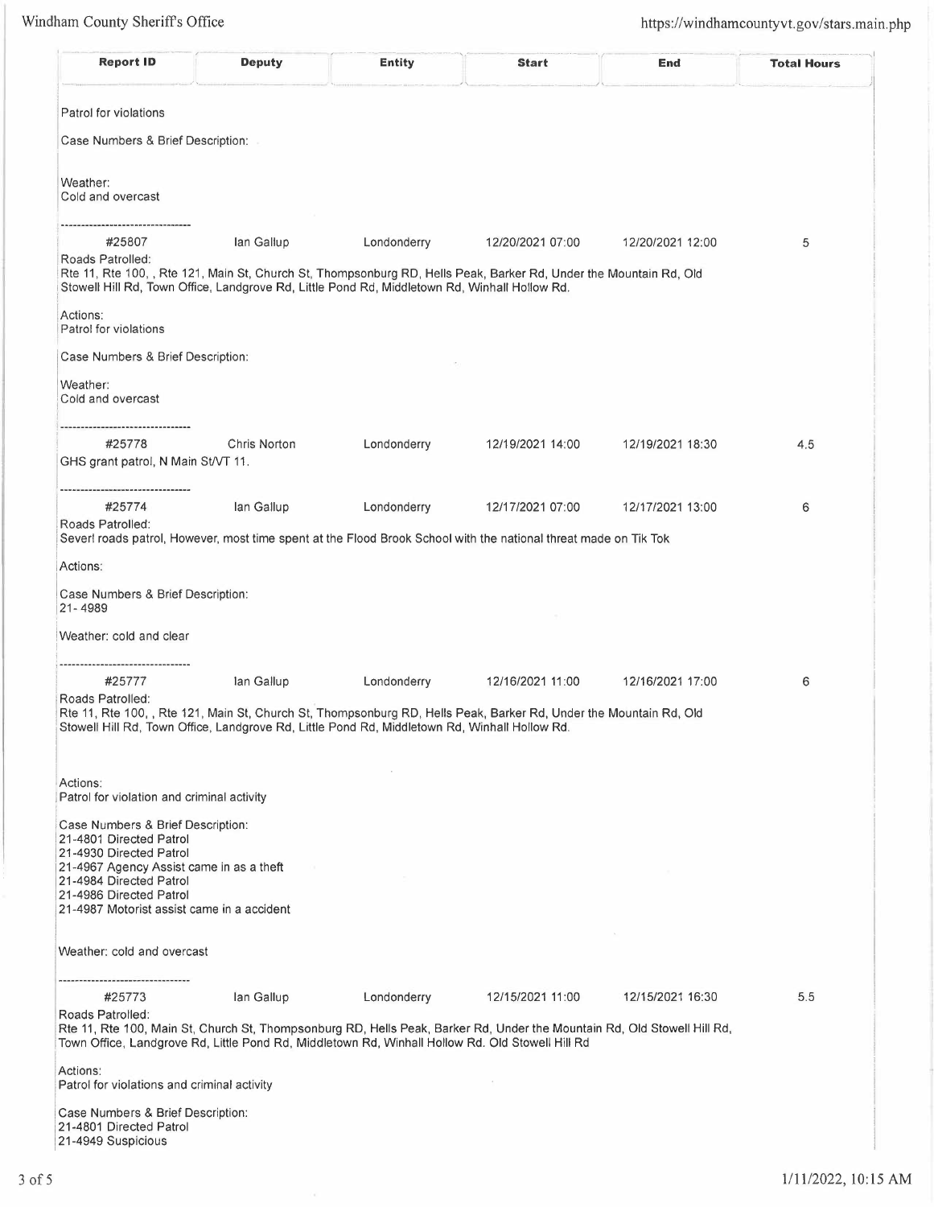| Report ID | Deputy | Entity | Start | End | Total Hours |
|---|---|---|---|---|---|

Patrol for violations

Case Numbers & Brief Description:

Weather:
Cold and overcast

---------------------------------

| #25807 | Ian Gallup | Londonderry | 12/20/2021 07:00 | 12/20/2021 12:00 | 5 |
|---|---|---|---|---|---|

Roads Patrolled:
Rte 11, Rte 100, , Rte 121, Main St, Church St, Thompsonburg RD, Hells Peak, Barker Rd, Under the Mountain Rd, Old Stowell Hill Rd, Town Office, Landgrove Rd, Little Pond Rd, Middletown Rd, Winhall Hollow Rd.

Actions:
Patrol for violations

Case Numbers & Brief Description:

Weather:
Cold and overcast

---------------------------------

| #25778 | Chris Norton | Londonderry | 12/19/2021 14:00 | 12/19/2021 18:30 | 4.5 |
|---|---|---|---|---|---|

GHS grant patrol, N Main St/VT 11.

---------------------------------

| #25774 | Ian Gallup | Londonderry | 12/17/2021 07:00 | 12/17/2021 13:00 | 6 |
|---|---|---|---|---|---|

Roads Patrolled:
Severl roads patrol, However, most time spent at the Flood Brook School with the national threat made on Tik Tok

Actions:

Case Numbers & Brief Description:
21- 4989

Weather: cold and clear

---------------------------------

| #25777 | Ian Gallup | Londonderry | 12/16/2021 11:00 | 12/16/2021 17:00 | 6 |
|---|---|---|---|---|---|

Roads Patrolled:
Rte 11, Rte 100, , Rte 121, Main St, Church St, Thompsonburg RD, Hells Peak, Barker Rd, Under the Mountain Rd, Old Stowell Hill Rd, Town Office, Landgrove Rd, Little Pond Rd, Middletown Rd, Winhall Hollow Rd.

Actions:
Patrol for violation and criminal activity

Case Numbers & Brief Description:
21-4801 Directed Patrol
21-4930 Directed Patrol
21-4967 Agency Assist came in as a theft
21-4984 Directed Patrol
21-4986 Directed Patrol
21-4987 Motorist assist came in a accident

Weather: cold and overcast

---------------------------------

| #25773 | Ian Gallup | Londonderry | 12/15/2021 11:00 | 12/15/2021 16:30 | 5.5 |
|---|---|---|---|---|---|

Roads Patrolled:
Rte 11, Rte 100, Main St, Church St, Thompsonburg RD, Hells Peak, Barker Rd, Under the Mountain Rd, Old Stowell Hill Rd, Town Office, Landgrove Rd, Little Pond Rd, Middletown Rd, Winhall Hollow Rd. Old Stowell Hill Rd

Actions:
Patrol for violations and criminal activity

Case Numbers & Brief Description:
21-4801 Directed Patrol
21-4949 Suspicious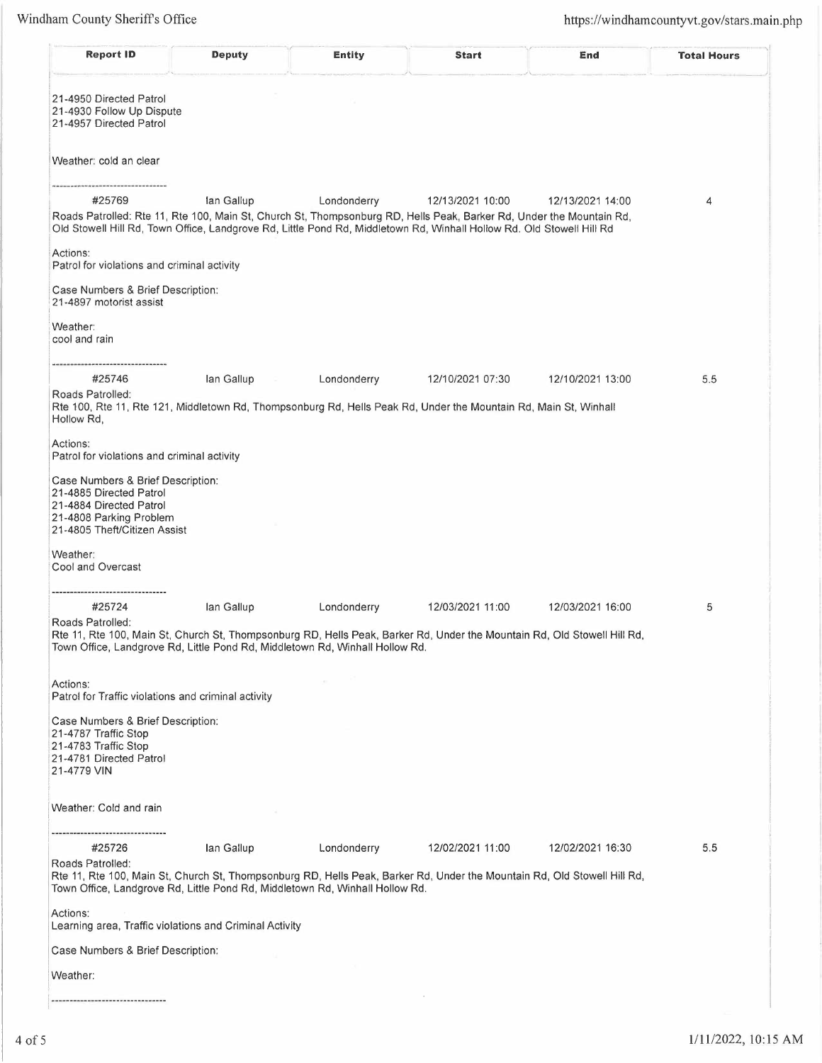| Report ID | Deputy | Entity | Start | End | Total Hours |
|---|---|---|---|---|---|

21-4950 Directed Patrol
21-4930 Follow Up Dispute
21-4957 Directed Patrol

Weather: cold an clear

---------------------------------

| #25769 | Ian Gallup | Londonderry | 12/13/2021 10:00 | 12/13/2021 14:00 | 4 |
|---|---|---|---|---|---|

Roads Patrolled: Rte 11, Rte 100, Main St, Church St, Thompsonburg RD, Hells Peak, Barker Rd, Under the Mountain Rd, Old Stowell Hill Rd, Town Office, Landgrove Rd, Little Pond Rd, Middletown Rd, Winhall Hollow Rd. Old Stowell Hill Rd

Actions:
Patrol for violations and criminal activity

Case Numbers & Brief Description:
21-4897 motorist assist

Weather:
cool and rain

---------------------------------

| #25746 | Ian Gallup | Londonderry | 12/10/2021 07:30 | 12/10/2021 13:00 | 5.5 |
|---|---|---|---|---|---|

Roads Patrolled:
Rte 100, Rte 11, Rte 121, Middletown Rd, Thompsonburg Rd, Hells Peak Rd, Under the Mountain Rd, Main St, Winhall Hollow Rd,

Actions:
Patrol for violations and criminal activity

Case Numbers & Brief Description:
21-4885 Directed Patrol
21-4884 Directed Patrol
21-4808 Parking Problem
21-4805 Theft/Citizen Assist

Weather:
Cool and Overcast

---------------------------------

| #25724 | Ian Gallup | Londonderry | 12/03/2021 11:00 | 12/03/2021 16:00 | 5 |
|---|---|---|---|---|---|

Roads Patrolled:
Rte 11, Rte 100, Main St, Church St, Thompsonburg RD, Hells Peak, Barker Rd, Under the Mountain Rd, Old Stowell Hill Rd, Town Office, Landgrove Rd, Little Pond Rd, Middletown Rd, Winhall Hollow Rd.

Actions:
Patrol for Traffic violations and criminal activity

Case Numbers & Brief Description:
21-4787 Traffic Stop
21-4783 Traffic Stop
21-4781 Directed Patrol
21-4779 VIN

Weather: Cold and rain

---------------------------------

| #25726 | Ian Gallup | Londonderry | 12/02/2021 11:00 | 12/02/2021 16:30 | 5.5 |
|---|---|---|---|---|---|

Roads Patrolled:
Rte 11, Rte 100, Main St, Church St, Thompsonburg RD, Hells Peak, Barker Rd, Under the Mountain Rd, Old Stowell Hill Rd, Town Office, Landgrove Rd, Little Pond Rd, Middletown Rd, Winhall Hollow Rd.

Actions:
Learning area, Traffic violations and Criminal Activity

Case Numbers & Brief Description:

Weather:

---------------------------------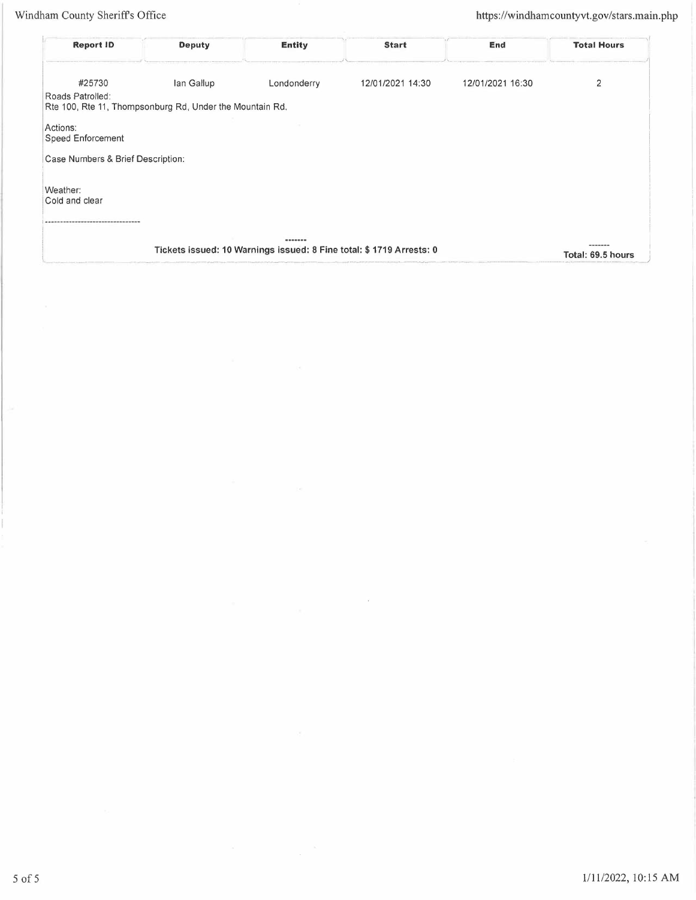| Report ID | Deputy | Entity | Start | End | Total Hours |
|---|---|---|---|---|---|
| #25730 | Ian Gallup | Londonderry | 12/01/2021 14:30 | 12/01/2021 16:30 | 2 |

Roads Patrolled:
Rte 100, Rte 11, Thompsonburg Rd, Under the Mountain Rd.

Actions:
Speed Enforcement

Case Numbers & Brief Description:

Weather:
Cold and clear

--------------------------------

-------

**Tickets issued: 10 Warnings issued: 8 Fine total: $ 1719 Arrests: 0**

-------

**Total: 69.5 hours**